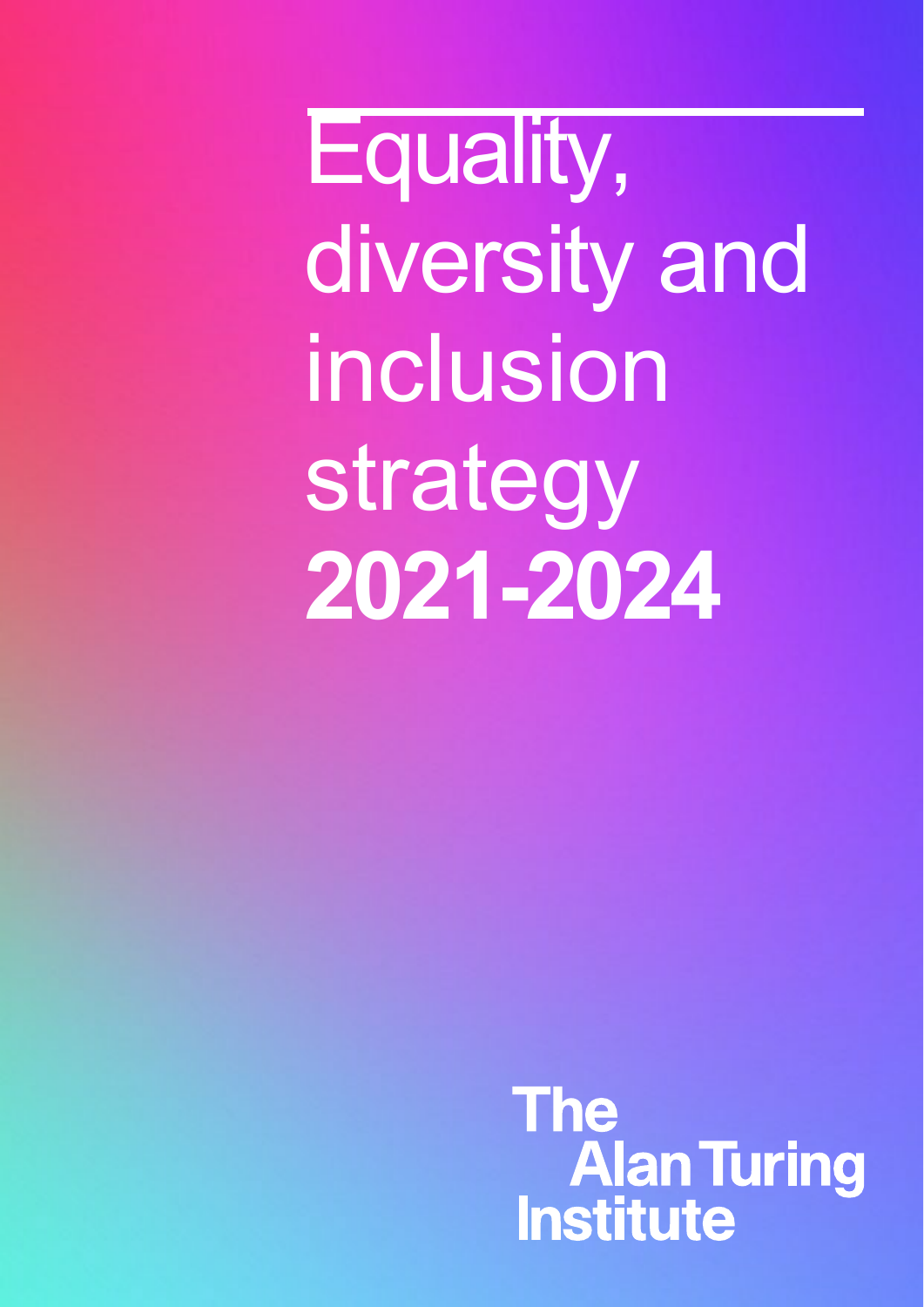# Equality, diversity and inclusion strategy **2021-2024**

The Alan Turing Institute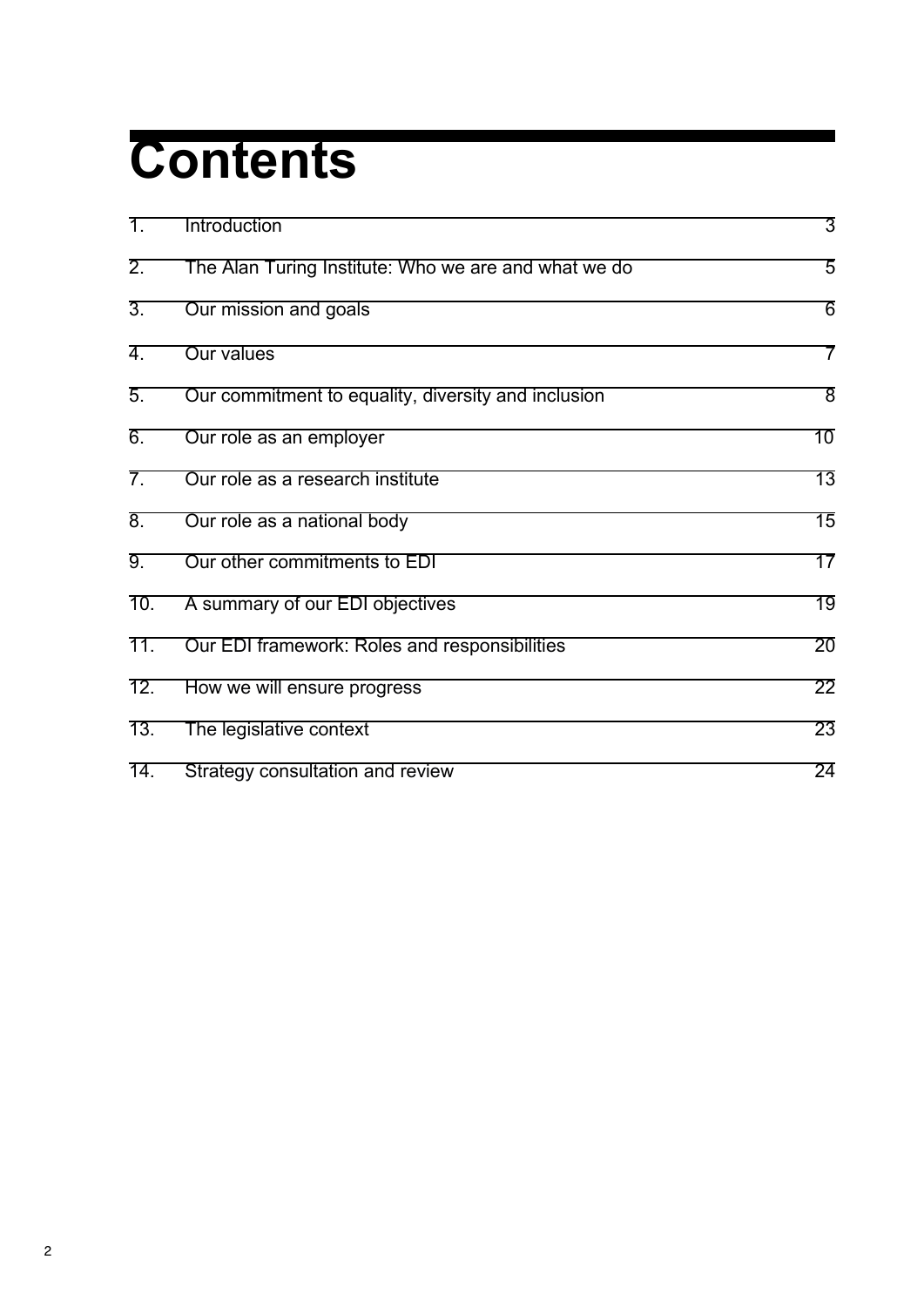# Contents

| | | |
|---|---|---|
| 1. | Introduction | 3 |
| 2. | The Alan Turing Institute: Who we are and what we do | 5 |
| 3. | Our mission and goals | 6 |
| 4. | Our values | 7 |
| 5. | Our commitment to equality, diversity and inclusion | 8 |
| 6. | Our role as an employer | 10 |
| 7. | Our role as a research institute | 13 |
| 8. | Our role as a national body | 15 |
| 9. | Our other commitments to EDI | 17 |
| 10. | A summary of our EDI objectives | 19 |
| 11. | Our EDI framework: Roles and responsibilities | 20 |
| 12. | How we will ensure progress | 22 |
| 13. | The legislative context | 23 |
| 14. | Strategy consultation and review | 24 |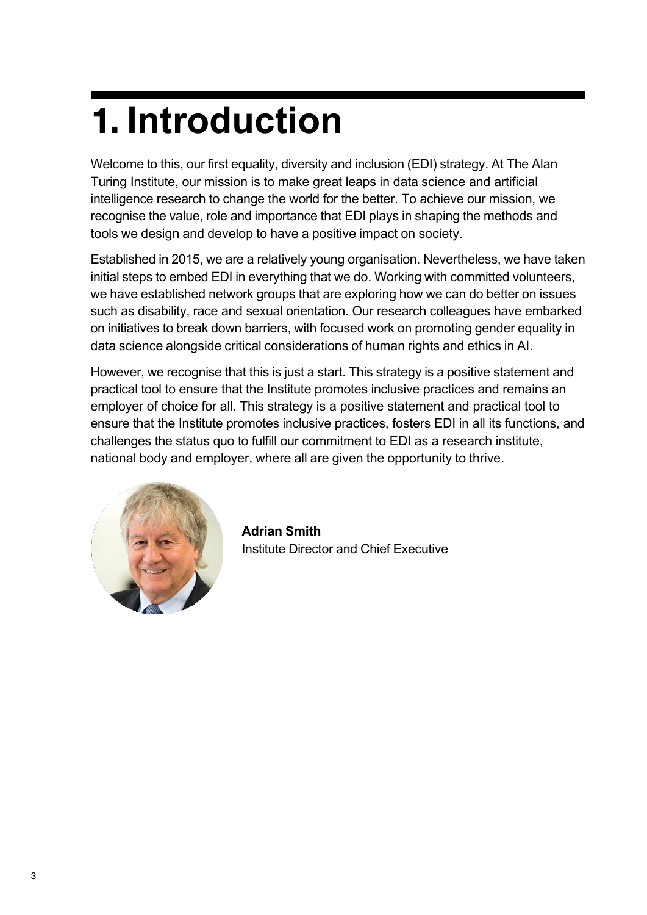# 1. Introduction

Welcome to this, our first equality, diversity and inclusion (EDI) strategy. At The Alan Turing Institute, our mission is to make great leaps in data science and artificial intelligence research to change the world for the better. To achieve our mission, we recognise the value, role and importance that EDI plays in shaping the methods and tools we design and develop to have a positive impact on society.

Established in 2015, we are a relatively young organisation. Nevertheless, we have taken initial steps to embed EDI in everything that we do. Working with committed volunteers, we have established network groups that are exploring how we can do better on issues such as disability, race and sexual orientation. Our research colleagues have embarked on initiatives to break down barriers, with focused work on promoting gender equality in data science alongside critical considerations of human rights and ethics in AI.

However, we recognise that this is just a start. This strategy is a positive statement and practical tool to ensure that the Institute promotes inclusive practices and remains an employer of choice for all. This strategy is a positive statement and practical tool to ensure that the Institute promotes inclusive practices, fosters EDI in all its functions, and challenges the status quo to fulfill our commitment to EDI as a research institute, national body and employer, where all are given the opportunity to thrive.

**Adrian Smith**
Institute Director and Chief Executive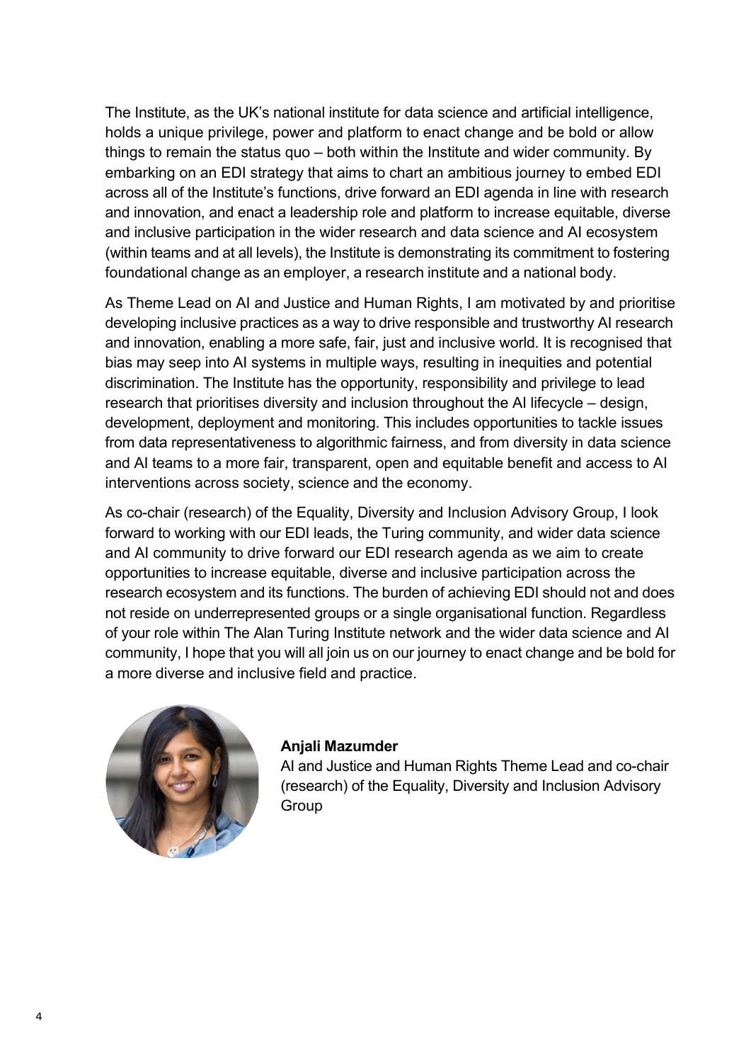The Institute, as the UK's national institute for data science and artificial intelligence, holds a unique privilege, power and platform to enact change and be bold or allow things to remain the status quo – both within the Institute and wider community. By embarking on an EDI strategy that aims to chart an ambitious journey to embed EDI across all of the Institute's functions, drive forward an EDI agenda in line with research and innovation, and enact a leadership role and platform to increase equitable, diverse and inclusive participation in the wider research and data science and AI ecosystem (within teams and at all levels), the Institute is demonstrating its commitment to fostering foundational change as an employer, a research institute and a national body.

As Theme Lead on AI and Justice and Human Rights, I am motivated by and prioritise developing inclusive practices as a way to drive responsible and trustworthy AI research and innovation, enabling a more safe, fair, just and inclusive world. It is recognised that bias may seep into AI systems in multiple ways, resulting in inequities and potential discrimination. The Institute has the opportunity, responsibility and privilege to lead research that prioritises diversity and inclusion throughout the AI lifecycle – design, development, deployment and monitoring. This includes opportunities to tackle issues from data representativeness to algorithmic fairness, and from diversity in data science and AI teams to a more fair, transparent, open and equitable benefit and access to AI interventions across society, science and the economy.

As co-chair (research) of the Equality, Diversity and Inclusion Advisory Group, I look forward to working with our EDI leads, the Turing community, and wider data science and AI community to drive forward our EDI research agenda as we aim to create opportunities to increase equitable, diverse and inclusive participation across the research ecosystem and its functions. The burden of achieving EDI should not and does not reside on underrepresented groups or a single organisational function. Regardless of your role within The Alan Turing Institute network and the wider data science and AI community, I hope that you will all join us on our journey to enact change and be bold for a more diverse and inclusive field and practice.

**Anjali Mazumder**
AI and Justice and Human Rights Theme Lead and co-chair (research) of the Equality, Diversity and Inclusion Advisory Group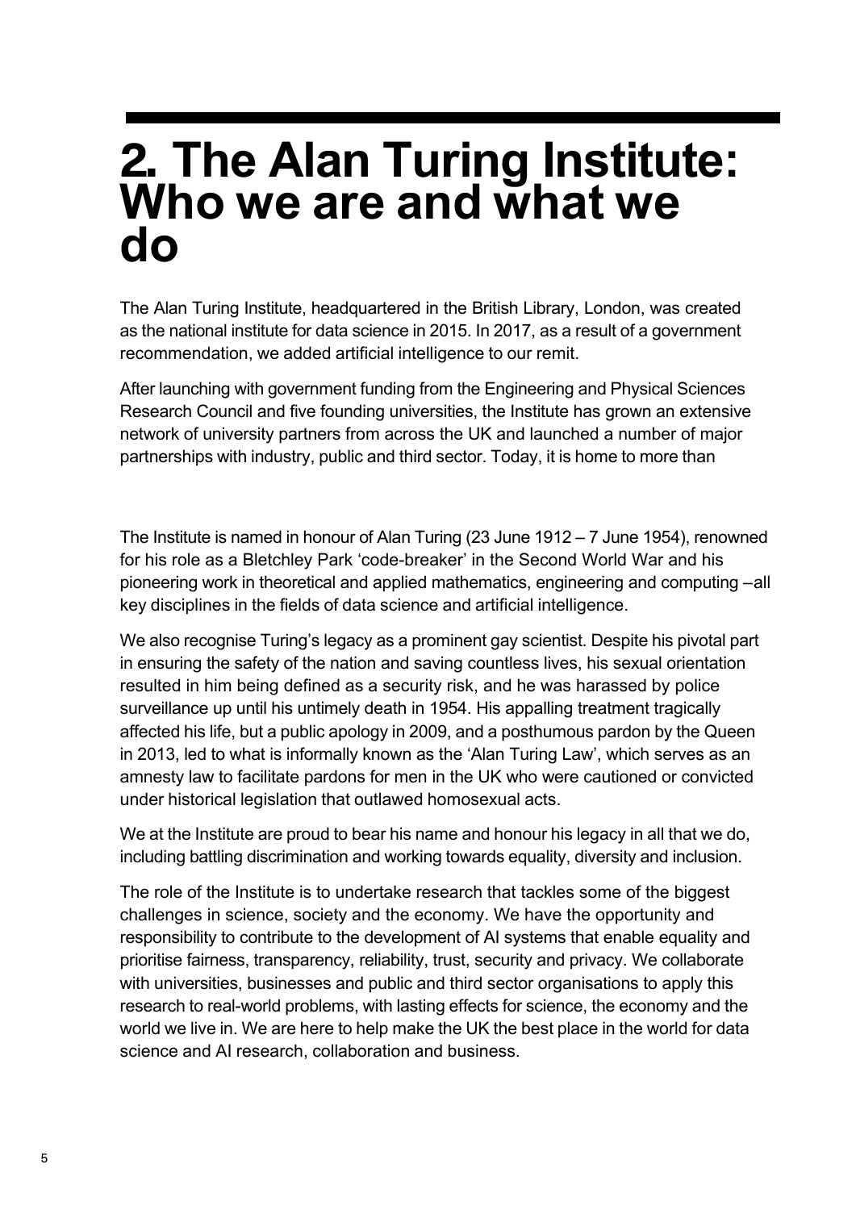# 2. The Alan Turing Institute: Who we are and what we do

The Alan Turing Institute, headquartered in the British Library, London, was created as the national institute for data science in 2015. In 2017, as a result of a government recommendation, we added artificial intelligence to our remit.

After launching with government funding from the Engineering and Physical Sciences Research Council and five founding universities, the Institute has grown an extensive network of university partners from across the UK and launched a number of major partnerships with industry, public and third sector. Today, it is home to more than

The Institute is named in honour of Alan Turing (23 June 1912 – 7 June 1954), renowned for his role as a Bletchley Park 'code-breaker' in the Second World War and his pioneering work in theoretical and applied mathematics, engineering and computing –all key disciplines in the fields of data science and artificial intelligence.

We also recognise Turing's legacy as a prominent gay scientist. Despite his pivotal part in ensuring the safety of the nation and saving countless lives, his sexual orientation resulted in him being defined as a security risk, and he was harassed by police surveillance up until his untimely death in 1954. His appalling treatment tragically affected his life, but a public apology in 2009, and a posthumous pardon by the Queen in 2013, led to what is informally known as the 'Alan Turing Law', which serves as an amnesty law to facilitate pardons for men in the UK who were cautioned or convicted under historical legislation that outlawed homosexual acts.

We at the Institute are proud to bear his name and honour his legacy in all that we do, including battling discrimination and working towards equality, diversity and inclusion.

The role of the Institute is to undertake research that tackles some of the biggest challenges in science, society and the economy. We have the opportunity and responsibility to contribute to the development of AI systems that enable equality and prioritise fairness, transparency, reliability, trust, security and privacy. We collaborate with universities, businesses and public and third sector organisations to apply this research to real-world problems, with lasting effects for science, the economy and the world we live in. We are here to help make the UK the best place in the world for data science and AI research, collaboration and business.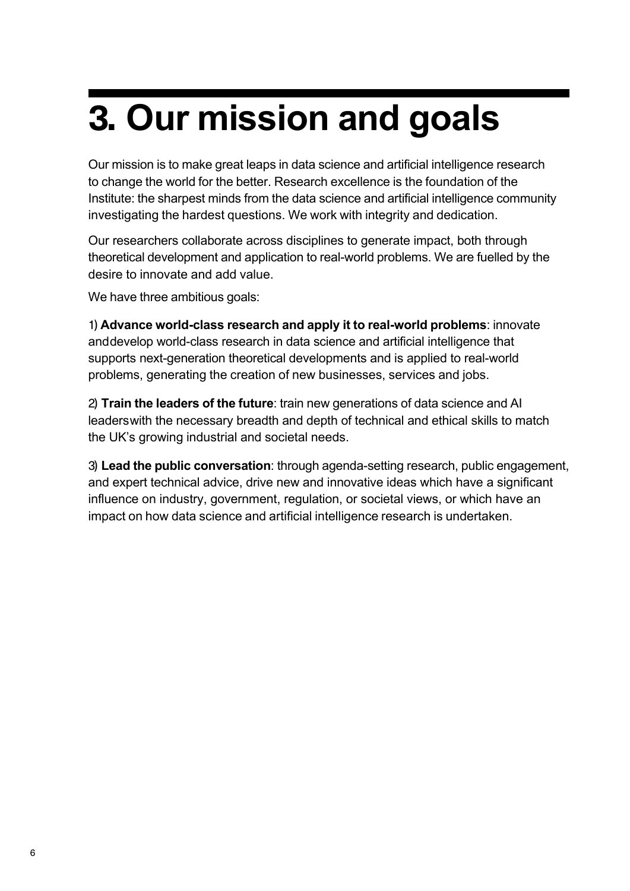# 3. Our mission and goals

Our mission is to make great leaps in data science and artificial intelligence research to change the world for the better. Research excellence is the foundation of the Institute: the sharpest minds from the data science and artificial intelligence community investigating the hardest questions. We work with integrity and dedication.

Our researchers collaborate across disciplines to generate impact, both through theoretical development and application to real-world problems. We are fuelled by the desire to innovate and add value.

We have three ambitious goals:

1) **Advance world-class research and apply it to real-world problems**: innovate anddevelop world-class research in data science and artificial intelligence that supports next-generation theoretical developments and is applied to real-world problems, generating the creation of new businesses, services and jobs.

2) **Train the leaders of the future**: train new generations of data science and AI leaderswith the necessary breadth and depth of technical and ethical skills to match the UK's growing industrial and societal needs.

3) **Lead the public conversation**: through agenda-setting research, public engagement, and expert technical advice, drive new and innovative ideas which have a significant influence on industry, government, regulation, or societal views, or which have an impact on how data science and artificial intelligence research is undertaken.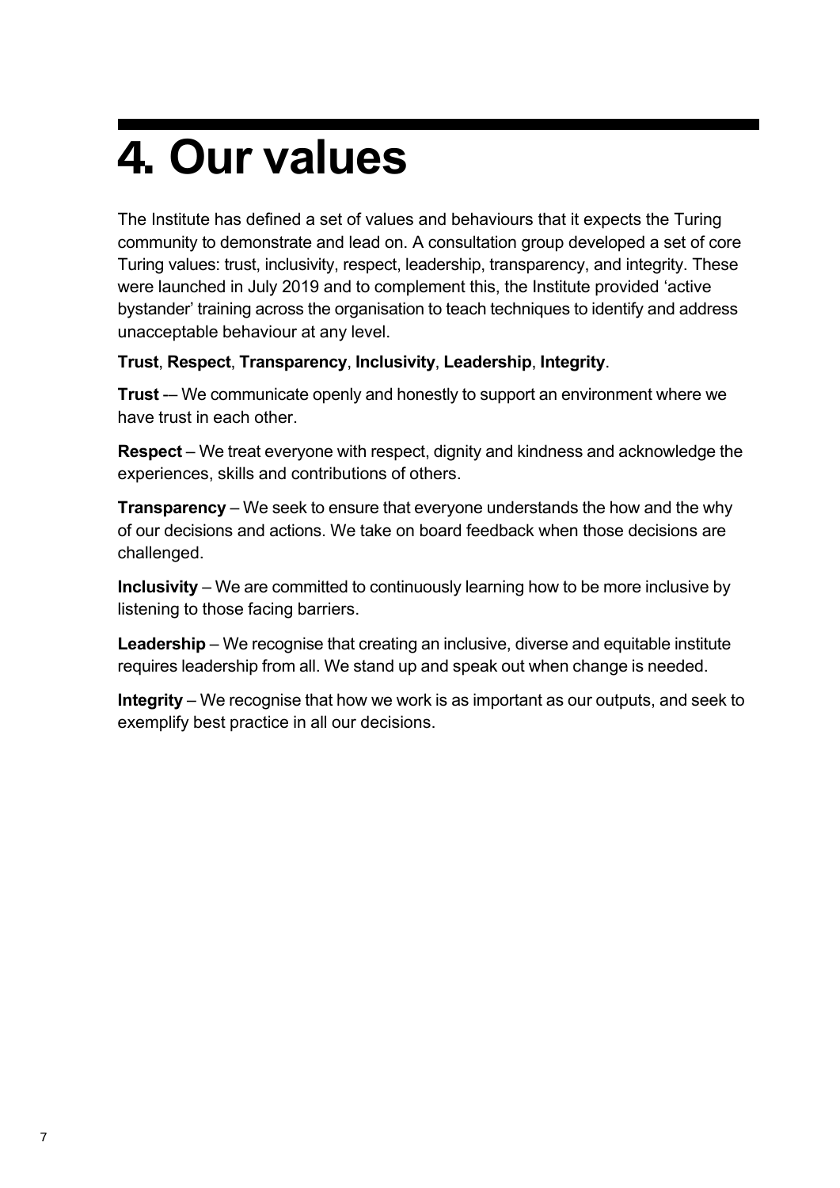# 4. Our values

The Institute has defined a set of values and behaviours that it expects the Turing community to demonstrate and lead on. A consultation group developed a set of core Turing values: trust, inclusivity, respect, leadership, transparency, and integrity. These were launched in July 2019 and to complement this, the Institute provided 'active bystander' training across the organisation to teach techniques to identify and address unacceptable behaviour at any level.

**Trust**, **Respect**, **Transparency**, **Inclusivity**, **Leadership**, **Integrity**.

**Trust** -– We communicate openly and honestly to support an environment where we have trust in each other.

**Respect** – We treat everyone with respect, dignity and kindness and acknowledge the experiences, skills and contributions of others.

**Transparency** – We seek to ensure that everyone understands the how and the why of our decisions and actions. We take on board feedback when those decisions are challenged.

**Inclusivity** – We are committed to continuously learning how to be more inclusive by listening to those facing barriers.

**Leadership** – We recognise that creating an inclusive, diverse and equitable institute requires leadership from all. We stand up and speak out when change is needed.

**Integrity** – We recognise that how we work is as important as our outputs, and seek to exemplify best practice in all our decisions.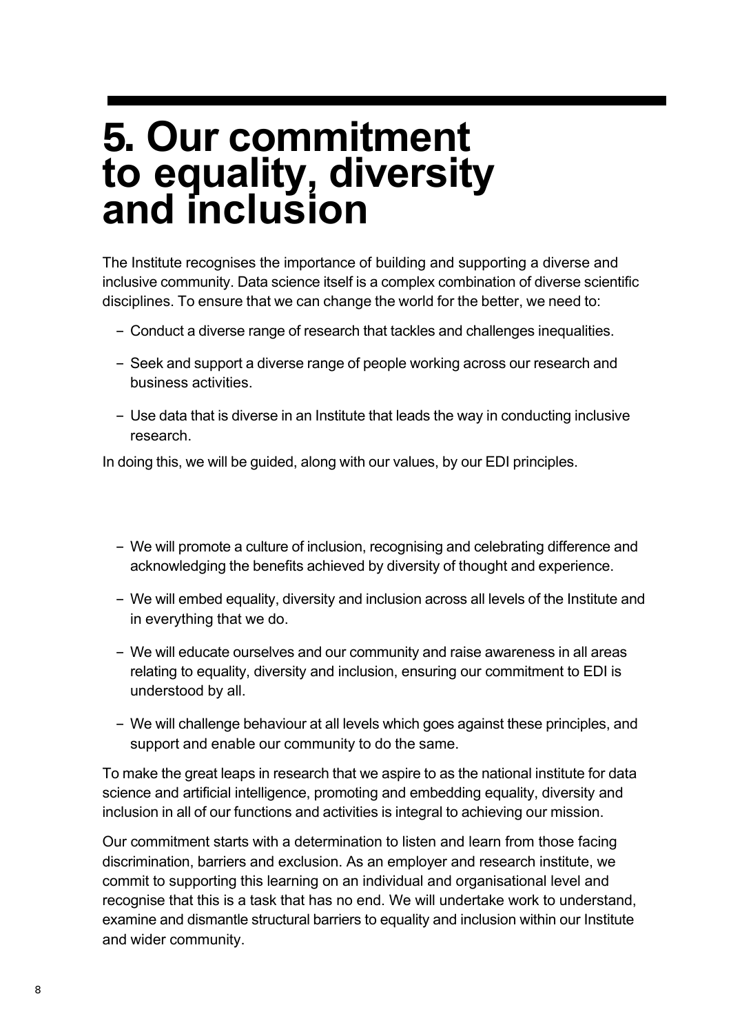# 5. Our commitment to equality, diversity and inclusion

The Institute recognises the importance of building and supporting a diverse and inclusive community. Data science itself is a complex combination of diverse scientific disciplines. To ensure that we can change the world for the better, we need to:

- Conduct a diverse range of research that tackles and challenges inequalities.
- Seek and support a diverse range of people working across our research and business activities.
- Use data that is diverse in an Institute that leads the way in conducting inclusive research.

In doing this, we will be guided, along with our values, by our EDI principles.

- We will promote a culture of inclusion, recognising and celebrating difference and acknowledging the benefits achieved by diversity of thought and experience.
- We will embed equality, diversity and inclusion across all levels of the Institute and in everything that we do.
- We will educate ourselves and our community and raise awareness in all areas relating to equality, diversity and inclusion, ensuring our commitment to EDI is understood by all.
- We will challenge behaviour at all levels which goes against these principles, and support and enable our community to do the same.

To make the great leaps in research that we aspire to as the national institute for data science and artificial intelligence, promoting and embedding equality, diversity and inclusion in all of our functions and activities is integral to achieving our mission.

Our commitment starts with a determination to listen and learn from those facing discrimination, barriers and exclusion. As an employer and research institute, we commit to supporting this learning on an individual and organisational level and recognise that this is a task that has no end. We will undertake work to understand, examine and dismantle structural barriers to equality and inclusion within our Institute and wider community.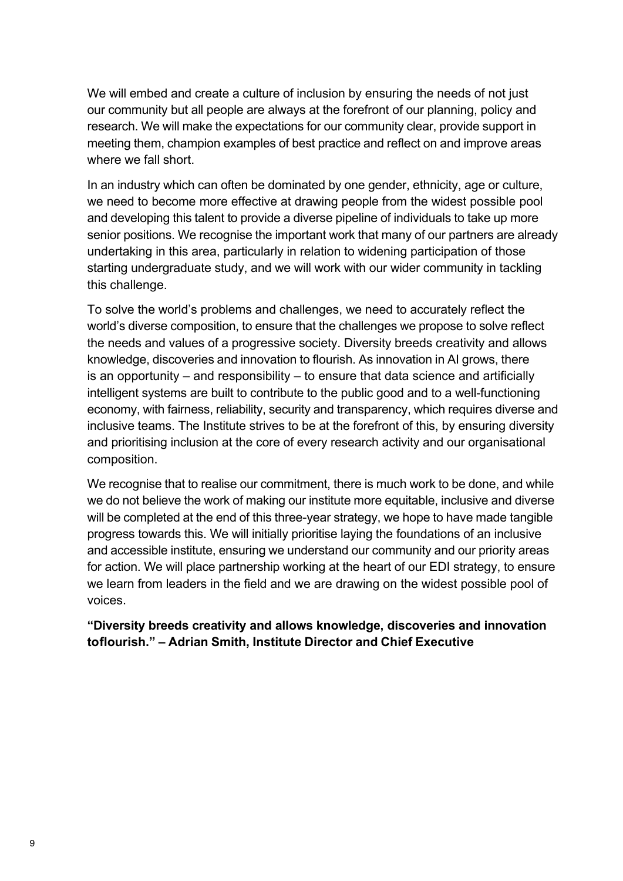We will embed and create a culture of inclusion by ensuring the needs of not just our community but all people are always at the forefront of our planning, policy and research. We will make the expectations for our community clear, provide support in meeting them, champion examples of best practice and reflect on and improve areas where we fall short.

In an industry which can often be dominated by one gender, ethnicity, age or culture, we need to become more effective at drawing people from the widest possible pool and developing this talent to provide a diverse pipeline of individuals to take up more senior positions. We recognise the important work that many of our partners are already undertaking in this area, particularly in relation to widening participation of those starting undergraduate study, and we will work with our wider community in tackling this challenge.

To solve the world's problems and challenges, we need to accurately reflect the world's diverse composition, to ensure that the challenges we propose to solve reflect the needs and values of a progressive society. Diversity breeds creativity and allows knowledge, discoveries and innovation to flourish. As innovation in AI grows, there is an opportunity – and responsibility – to ensure that data science and artificially intelligent systems are built to contribute to the public good and to a well-functioning economy, with fairness, reliability, security and transparency, which requires diverse and inclusive teams. The Institute strives to be at the forefront of this, by ensuring diversity and prioritising inclusion at the core of every research activity and our organisational composition.

We recognise that to realise our commitment, there is much work to be done, and while we do not believe the work of making our institute more equitable, inclusive and diverse will be completed at the end of this three-year strategy, we hope to have made tangible progress towards this. We will initially prioritise laying the foundations of an inclusive and accessible institute, ensuring we understand our community and our priority areas for action. We will place partnership working at the heart of our EDI strategy, to ensure we learn from leaders in the field and we are drawing on the widest possible pool of voices.

**"Diversity breeds creativity and allows knowledge, discoveries and innovation toflourish." – Adrian Smith, Institute Director and Chief Executive**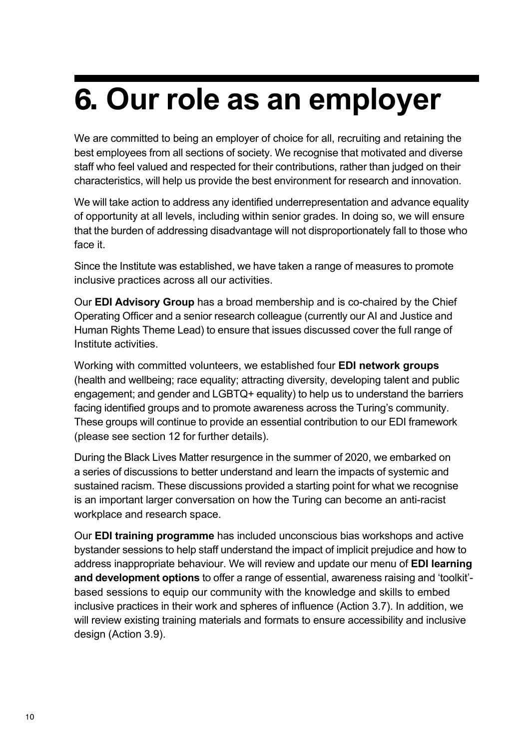# 6. Our role as an employer

We are committed to being an employer of choice for all, recruiting and retaining the best employees from all sections of society. We recognise that motivated and diverse staff who feel valued and respected for their contributions, rather than judged on their characteristics, will help us provide the best environment for research and innovation.

We will take action to address any identified underrepresentation and advance equality of opportunity at all levels, including within senior grades. In doing so, we will ensure that the burden of addressing disadvantage will not disproportionately fall to those who face it.

Since the Institute was established, we have taken a range of measures to promote inclusive practices across all our activities.

Our **EDI Advisory Group** has a broad membership and is co-chaired by the Chief Operating Officer and a senior research colleague (currently our AI and Justice and Human Rights Theme Lead) to ensure that issues discussed cover the full range of Institute activities.

Working with committed volunteers, we established four **EDI network groups** (health and wellbeing; race equality; attracting diversity, developing talent and public engagement; and gender and LGBTQ+ equality) to help us to understand the barriers facing identified groups and to promote awareness across the Turing's community. These groups will continue to provide an essential contribution to our EDI framework (please see section 12 for further details).

During the Black Lives Matter resurgence in the summer of 2020, we embarked on a series of discussions to better understand and learn the impacts of systemic and sustained racism. These discussions provided a starting point for what we recognise is an important larger conversation on how the Turing can become an anti-racist workplace and research space.

Our **EDI training programme** has included unconscious bias workshops and active bystander sessions to help staff understand the impact of implicit prejudice and how to address inappropriate behaviour. We will review and update our menu of **EDI learning and development options** to offer a range of essential, awareness raising and 'toolkit'-based sessions to equip our community with the knowledge and skills to embed inclusive practices in their work and spheres of influence (Action 3.7). In addition, we will review existing training materials and formats to ensure accessibility and inclusive design (Action 3.9).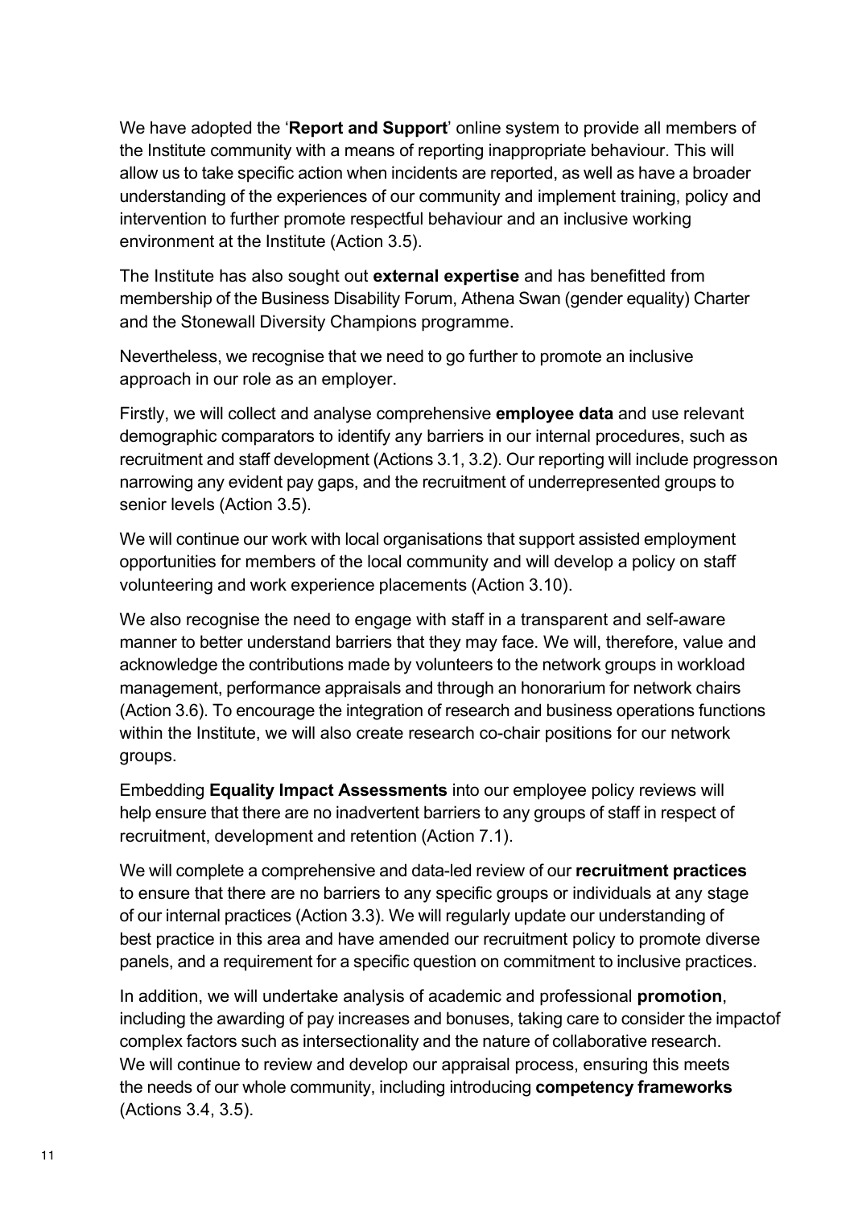We have adopted the '**Report and Support**' online system to provide all members of the Institute community with a means of reporting inappropriate behaviour. This will allow us to take specific action when incidents are reported, as well as have a broader understanding of the experiences of our community and implement training, policy and intervention to further promote respectful behaviour and an inclusive working environment at the Institute (Action 3.5).

The Institute has also sought out **external expertise** and has benefitted from membership of the Business Disability Forum, Athena Swan (gender equality) Charter and the Stonewall Diversity Champions programme.

Nevertheless, we recognise that we need to go further to promote an inclusive approach in our role as an employer.

Firstly, we will collect and analyse comprehensive **employee data** and use relevant demographic comparators to identify any barriers in our internal procedures, such as recruitment and staff development (Actions 3.1, 3.2). Our reporting will include progresson narrowing any evident pay gaps, and the recruitment of underrepresented groups to senior levels (Action 3.5).

We will continue our work with local organisations that support assisted employment opportunities for members of the local community and will develop a policy on staff volunteering and work experience placements (Action 3.10).

We also recognise the need to engage with staff in a transparent and self-aware manner to better understand barriers that they may face. We will, therefore, value and acknowledge the contributions made by volunteers to the network groups in workload management, performance appraisals and through an honorarium for network chairs (Action 3.6). To encourage the integration of research and business operations functions within the Institute, we will also create research co-chair positions for our network groups.

Embedding **Equality Impact Assessments** into our employee policy reviews will help ensure that there are no inadvertent barriers to any groups of staff in respect of recruitment, development and retention (Action 7.1).

We will complete a comprehensive and data-led review of our **recruitment practices** to ensure that there are no barriers to any specific groups or individuals at any stage of our internal practices (Action 3.3). We will regularly update our understanding of best practice in this area and have amended our recruitment policy to promote diverse panels, and a requirement for a specific question on commitment to inclusive practices.

In addition, we will undertake analysis of academic and professional **promotion**, including the awarding of pay increases and bonuses, taking care to consider the impactof complex factors such as intersectionality and the nature of collaborative research. We will continue to review and develop our appraisal process, ensuring this meets the needs of our whole community, including introducing **competency frameworks** (Actions 3.4, 3.5).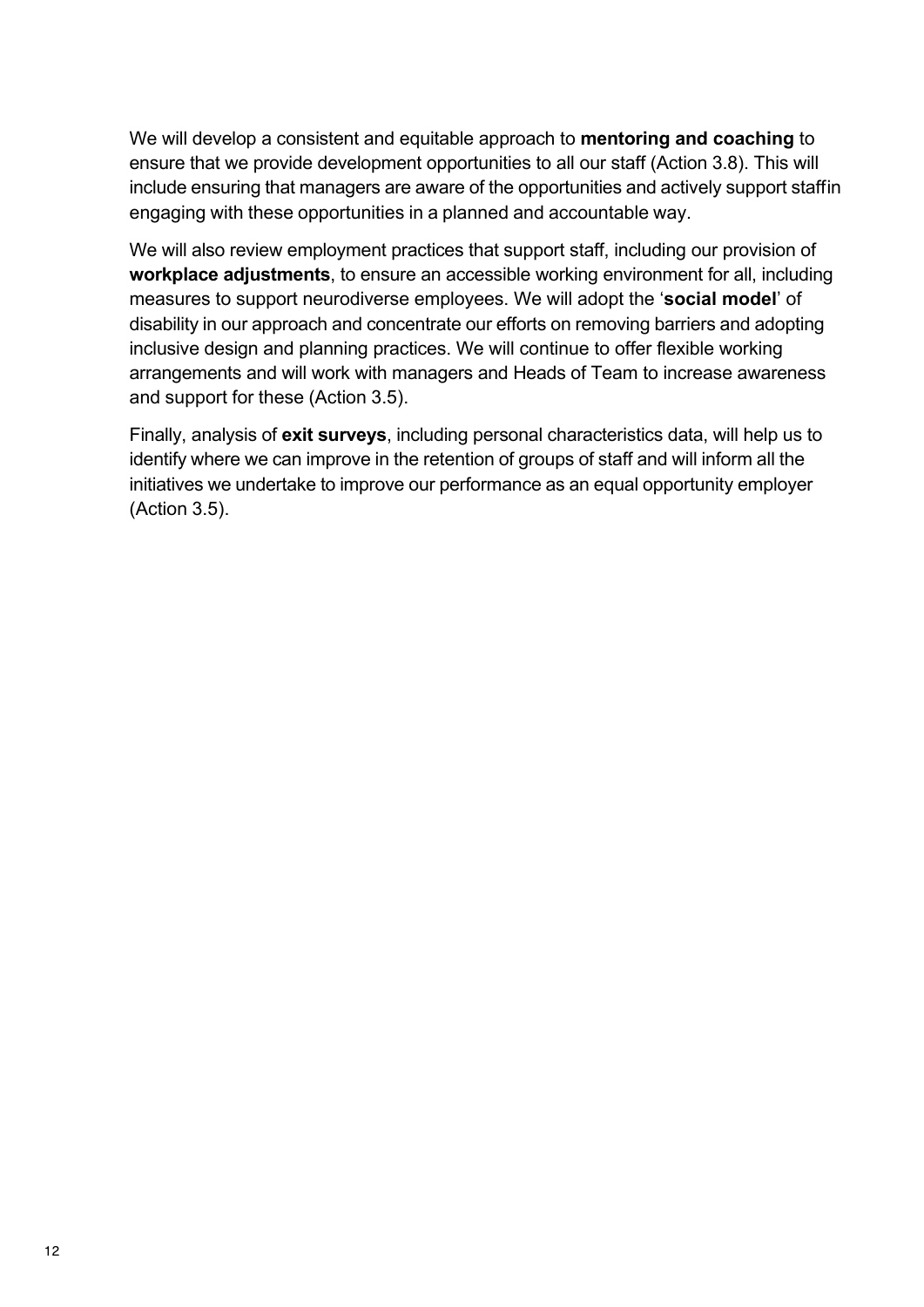We will develop a consistent and equitable approach to **mentoring and coaching** to ensure that we provide development opportunities to all our staff (Action 3.8). This will include ensuring that managers are aware of the opportunities and actively support staff in engaging with these opportunities in a planned and accountable way.

We will also review employment practices that support staff, including our provision of **workplace adjustments**, to ensure an accessible working environment for all, including measures to support neurodiverse employees. We will adopt the '**social model**' of disability in our approach and concentrate our efforts on removing barriers and adopting inclusive design and planning practices. We will continue to offer flexible working arrangements and will work with managers and Heads of Team to increase awareness and support for these (Action 3.5).

Finally, analysis of **exit surveys**, including personal characteristics data, will help us to identify where we can improve in the retention of groups of staff and will inform all the initiatives we undertake to improve our performance as an equal opportunity employer (Action 3.5).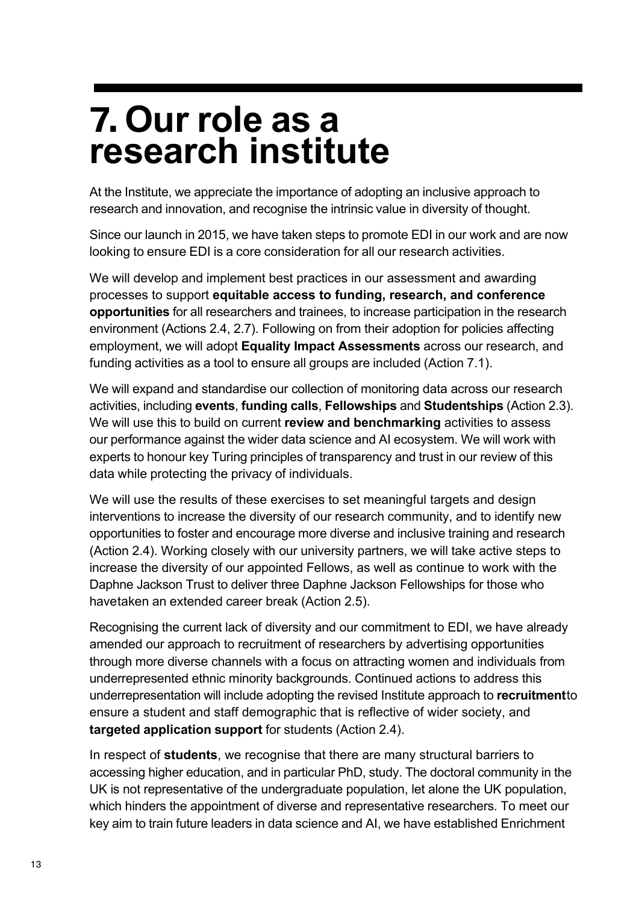# 7. Our role as a research institute

At the Institute, we appreciate the importance of adopting an inclusive approach to research and innovation, and recognise the intrinsic value in diversity of thought.

Since our launch in 2015, we have taken steps to promote EDI in our work and are now looking to ensure EDI is a core consideration for all our research activities.

We will develop and implement best practices in our assessment and awarding processes to support **equitable access to funding, research, and conference opportunities** for all researchers and trainees, to increase participation in the research environment (Actions 2.4, 2.7). Following on from their adoption for policies affecting employment, we will adopt **Equality Impact Assessments** across our research, and funding activities as a tool to ensure all groups are included (Action 7.1).

We will expand and standardise our collection of monitoring data across our research activities, including **events**, **funding calls**, **Fellowships** and **Studentships** (Action 2.3). We will use this to build on current **review and benchmarking** activities to assess our performance against the wider data science and AI ecosystem. We will work with experts to honour key Turing principles of transparency and trust in our review of this data while protecting the privacy of individuals.

We will use the results of these exercises to set meaningful targets and design interventions to increase the diversity of our research community, and to identify new opportunities to foster and encourage more diverse and inclusive training and research (Action 2.4). Working closely with our university partners, we will take active steps to increase the diversity of our appointed Fellows, as well as continue to work with the Daphne Jackson Trust to deliver three Daphne Jackson Fellowships for those who havetaken an extended career break (Action 2.5).

Recognising the current lack of diversity and our commitment to EDI, we have already amended our approach to recruitment of researchers by advertising opportunities through more diverse channels with a focus on attracting women and individuals from underrepresented ethnic minority backgrounds. Continued actions to address this underrepresentation will include adopting the revised Institute approach to **recruitment**to ensure a student and staff demographic that is reflective of wider society, and **targeted application support** for students (Action 2.4).

In respect of **students**, we recognise that there are many structural barriers to accessing higher education, and in particular PhD, study. The doctoral community in the UK is not representative of the undergraduate population, let alone the UK population, which hinders the appointment of diverse and representative researchers. To meet our key aim to train future leaders in data science and AI, we have established Enrichment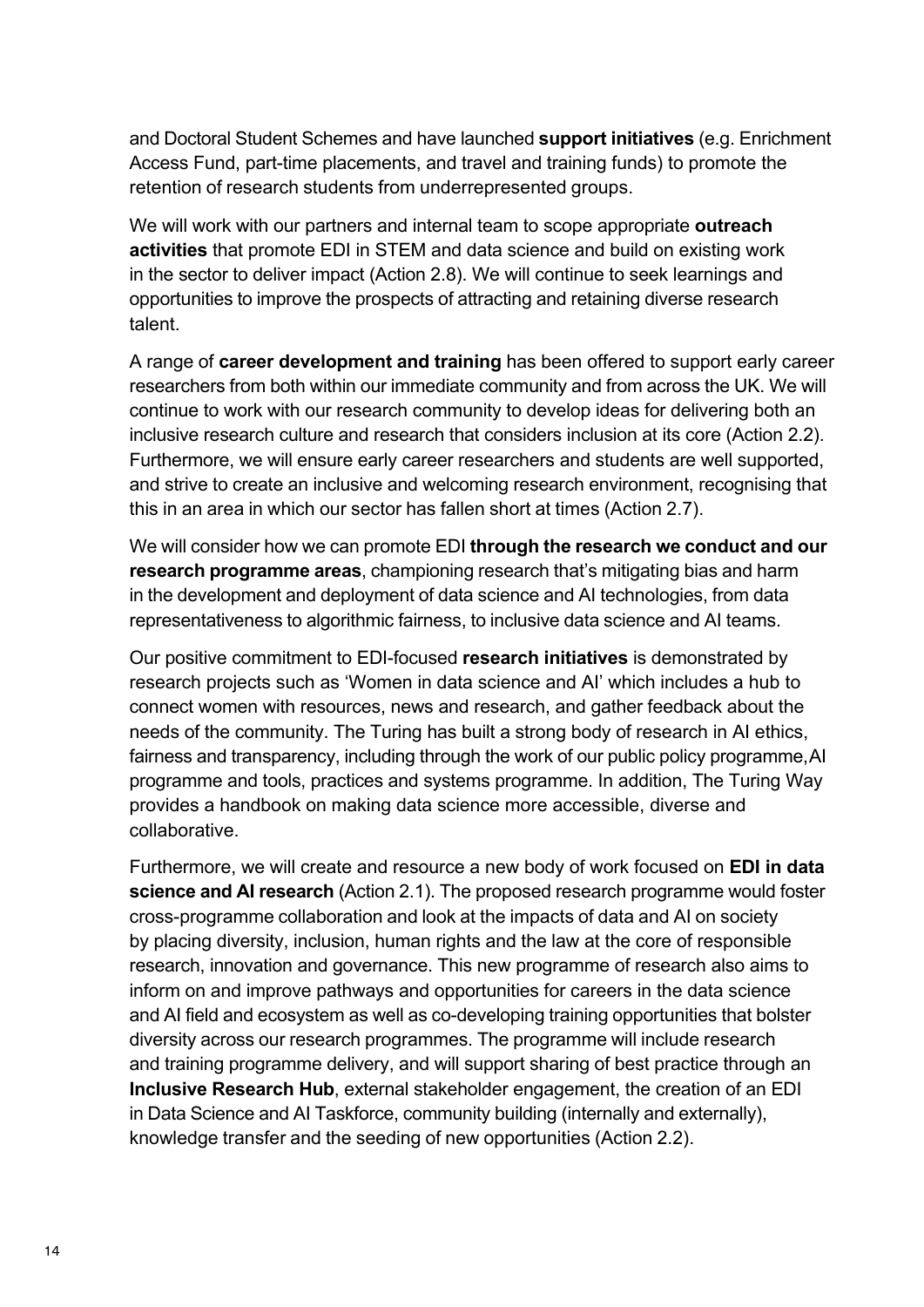and Doctoral Student Schemes and have launched **support initiatives** (e.g. Enrichment Access Fund, part-time placements, and travel and training funds) to promote the retention of research students from underrepresented groups.

We will work with our partners and internal team to scope appropriate **outreach activities** that promote EDI in STEM and data science and build on existing work in the sector to deliver impact (Action 2.8). We will continue to seek learnings and opportunities to improve the prospects of attracting and retaining diverse research talent.

A range of **career development and training** has been offered to support early career researchers from both within our immediate community and from across the UK. We will continue to work with our research community to develop ideas for delivering both an inclusive research culture and research that considers inclusion at its core (Action 2.2). Furthermore, we will ensure early career researchers and students are well supported, and strive to create an inclusive and welcoming research environment, recognising that this in an area in which our sector has fallen short at times (Action 2.7).

We will consider how we can promote EDI **through the research we conduct and our research programme areas**, championing research that's mitigating bias and harm in the development and deployment of data science and AI technologies, from data representativeness to algorithmic fairness, to inclusive data science and AI teams.

Our positive commitment to EDI-focused **research initiatives** is demonstrated by research projects such as 'Women in data science and AI' which includes a hub to connect women with resources, news and research, and gather feedback about the needs of the community. The Turing has built a strong body of research in AI ethics, fairness and transparency, including through the work of our public policy programme,AI programme and tools, practices and systems programme. In addition, The Turing Way provides a handbook on making data science more accessible, diverse and collaborative.

Furthermore, we will create and resource a new body of work focused on **EDI in data science and AI research** (Action 2.1). The proposed research programme would foster cross-programme collaboration and look at the impacts of data and AI on society by placing diversity, inclusion, human rights and the law at the core of responsible research, innovation and governance. This new programme of research also aims to inform on and improve pathways and opportunities for careers in the data science and AI field and ecosystem as well as co-developing training opportunities that bolster diversity across our research programmes. The programme will include research and training programme delivery, and will support sharing of best practice through an **Inclusive Research Hub**, external stakeholder engagement, the creation of an EDI in Data Science and AI Taskforce, community building (internally and externally), knowledge transfer and the seeding of new opportunities (Action 2.2).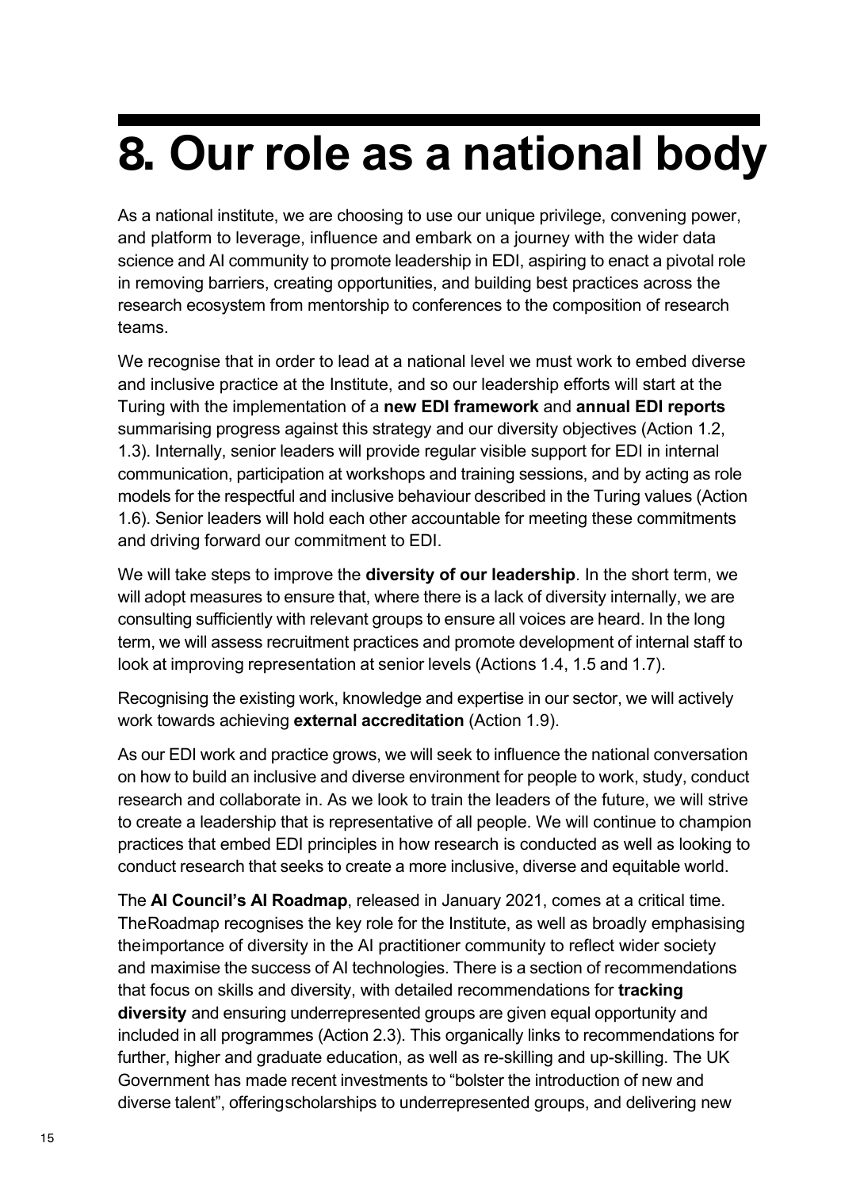# 8. Our role as a national body

As a national institute, we are choosing to use our unique privilege, convening power, and platform to leverage, influence and embark on a journey with the wider data science and AI community to promote leadership in EDI, aspiring to enact a pivotal role in removing barriers, creating opportunities, and building best practices across the research ecosystem from mentorship to conferences to the composition of research teams.

We recognise that in order to lead at a national level we must work to embed diverse and inclusive practice at the Institute, and so our leadership efforts will start at the Turing with the implementation of a **new EDI framework** and **annual EDI reports** summarising progress against this strategy and our diversity objectives (Action 1.2, 1.3). Internally, senior leaders will provide regular visible support for EDI in internal communication, participation at workshops and training sessions, and by acting as role models for the respectful and inclusive behaviour described in the Turing values (Action 1.6). Senior leaders will hold each other accountable for meeting these commitments and driving forward our commitment to EDI.

We will take steps to improve the **diversity of our leadership**. In the short term, we will adopt measures to ensure that, where there is a lack of diversity internally, we are consulting sufficiently with relevant groups to ensure all voices are heard. In the long term, we will assess recruitment practices and promote development of internal staff to look at improving representation at senior levels (Actions 1.4, 1.5 and 1.7).

Recognising the existing work, knowledge and expertise in our sector, we will actively work towards achieving **external accreditation** (Action 1.9).

As our EDI work and practice grows, we will seek to influence the national conversation on how to build an inclusive and diverse environment for people to work, study, conduct research and collaborate in. As we look to train the leaders of the future, we will strive to create a leadership that is representative of all people. We will continue to champion practices that embed EDI principles in how research is conducted as well as looking to conduct research that seeks to create a more inclusive, diverse and equitable world.

The **AI Council's AI Roadmap**, released in January 2021, comes at a critical time. The Roadmap recognises the key role for the Institute, as well as broadly emphasising the importance of diversity in the AI practitioner community to reflect wider society and maximise the success of AI technologies. There is a section of recommendations that focus on skills and diversity, with detailed recommendations for **tracking diversity** and ensuring underrepresented groups are given equal opportunity and included in all programmes (Action 2.3). This organically links to recommendations for further, higher and graduate education, as well as re-skilling and up-skilling. The UK Government has made recent investments to "bolster the introduction of new and diverse talent", offering scholarships to underrepresented groups, and delivering new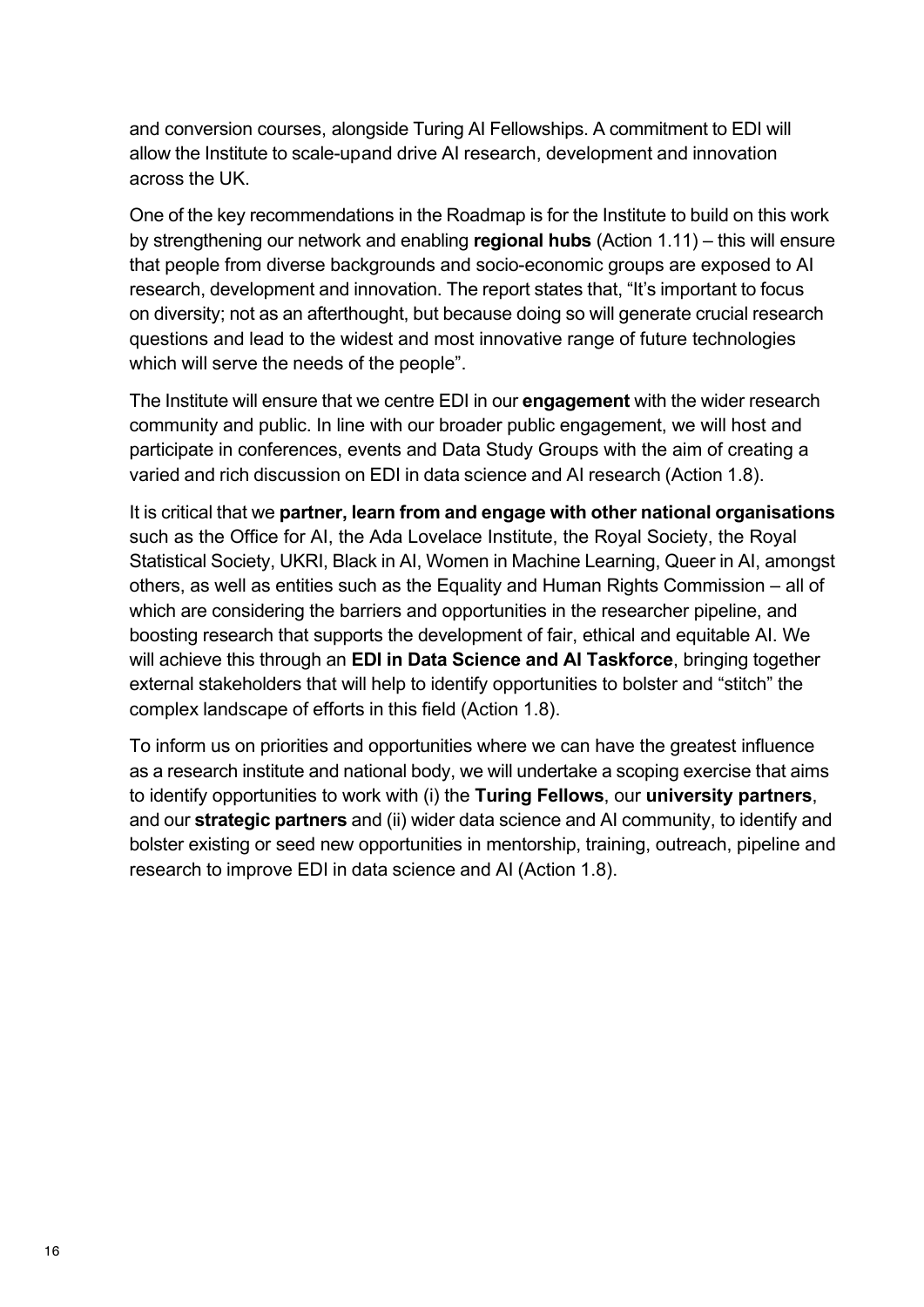and conversion courses, alongside Turing AI Fellowships. A commitment to EDI will allow the Institute to scale-upand drive AI research, development and innovation across the UK.

One of the key recommendations in the Roadmap is for the Institute to build on this work by strengthening our network and enabling **regional hubs** (Action 1.11) – this will ensure that people from diverse backgrounds and socio-economic groups are exposed to AI research, development and innovation. The report states that, "It's important to focus on diversity; not as an afterthought, but because doing so will generate crucial research questions and lead to the widest and most innovative range of future technologies which will serve the needs of the people".

The Institute will ensure that we centre EDI in our **engagement** with the wider research community and public. In line with our broader public engagement, we will host and participate in conferences, events and Data Study Groups with the aim of creating a varied and rich discussion on EDI in data science and AI research (Action 1.8).

It is critical that we **partner, learn from and engage with other national organisations** such as the Office for AI, the Ada Lovelace Institute, the Royal Society, the Royal Statistical Society, UKRI, Black in AI, Women in Machine Learning, Queer in AI, amongst others, as well as entities such as the Equality and Human Rights Commission – all of which are considering the barriers and opportunities in the researcher pipeline, and boosting research that supports the development of fair, ethical and equitable AI. We will achieve this through an **EDI in Data Science and AI Taskforce**, bringing together external stakeholders that will help to identify opportunities to bolster and "stitch" the complex landscape of efforts in this field (Action 1.8).

To inform us on priorities and opportunities where we can have the greatest influence as a research institute and national body, we will undertake a scoping exercise that aims to identify opportunities to work with (i) the **Turing Fellows**, our **university partners**, and our **strategic partners** and (ii) wider data science and AI community, to identify and bolster existing or seed new opportunities in mentorship, training, outreach, pipeline and research to improve EDI in data science and AI (Action 1.8).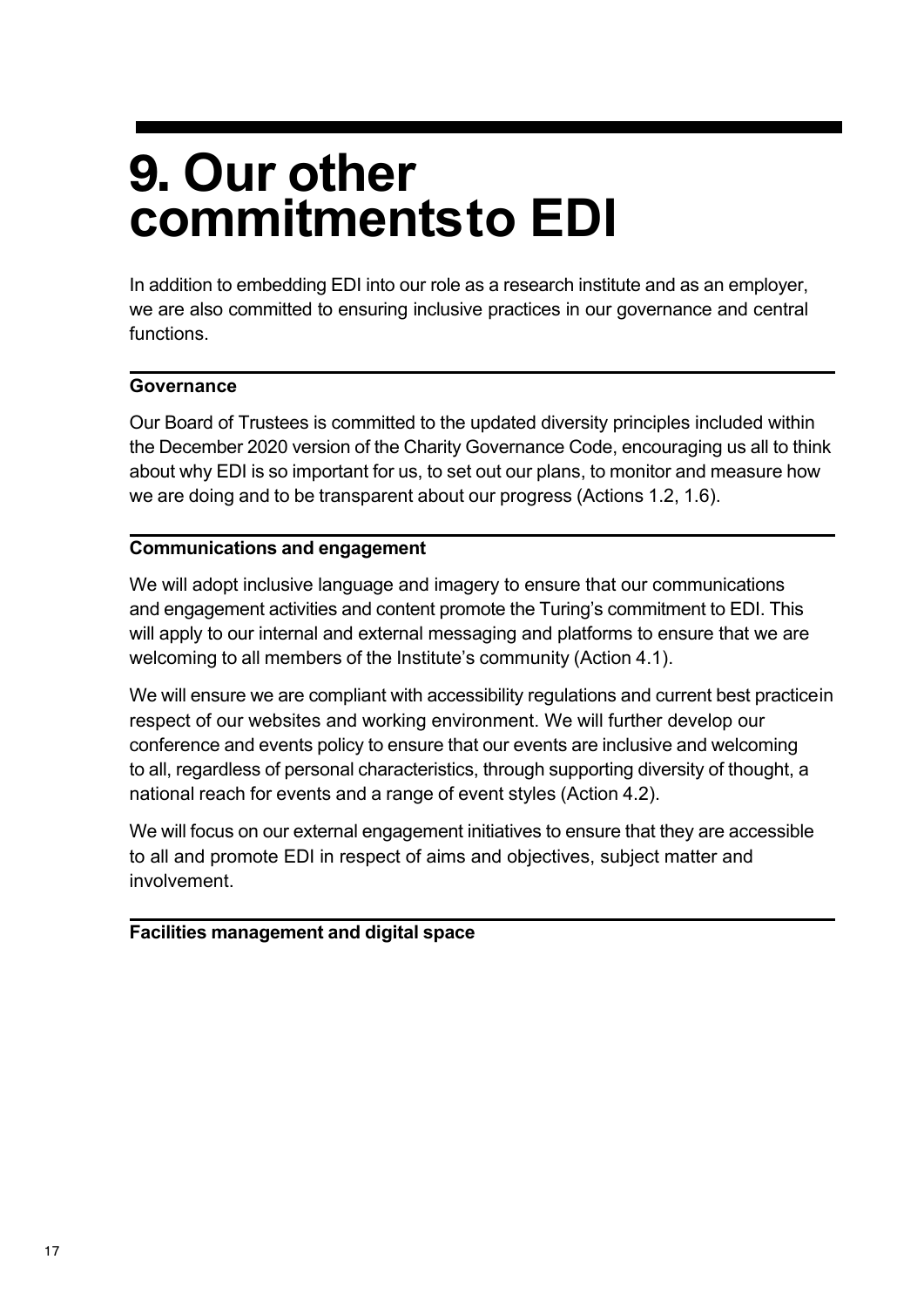# 9. Our other commitments to EDI

In addition to embedding EDI into our role as a research institute and as an employer, we are also committed to ensuring inclusive practices in our governance and central functions.

### Governance

Our Board of Trustees is committed to the updated diversity principles included within the December 2020 version of the Charity Governance Code, encouraging us all to think about why EDI is so important for us, to set out our plans, to monitor and measure how we are doing and to be transparent about our progress (Actions 1.2, 1.6).

### Communications and engagement

We will adopt inclusive language and imagery to ensure that our communications and engagement activities and content promote the Turing's commitment to EDI. This will apply to our internal and external messaging and platforms to ensure that we are welcoming to all members of the Institute's community (Action 4.1).

We will ensure we are compliant with accessibility regulations and current best practice in respect of our websites and working environment. We will further develop our conference and events policy to ensure that our events are inclusive and welcoming to all, regardless of personal characteristics, through supporting diversity of thought, a national reach for events and a range of event styles (Action 4.2).

We will focus on our external engagement initiatives to ensure that they are accessible to all and promote EDI in respect of aims and objectives, subject matter and involvement.

### Facilities management and digital space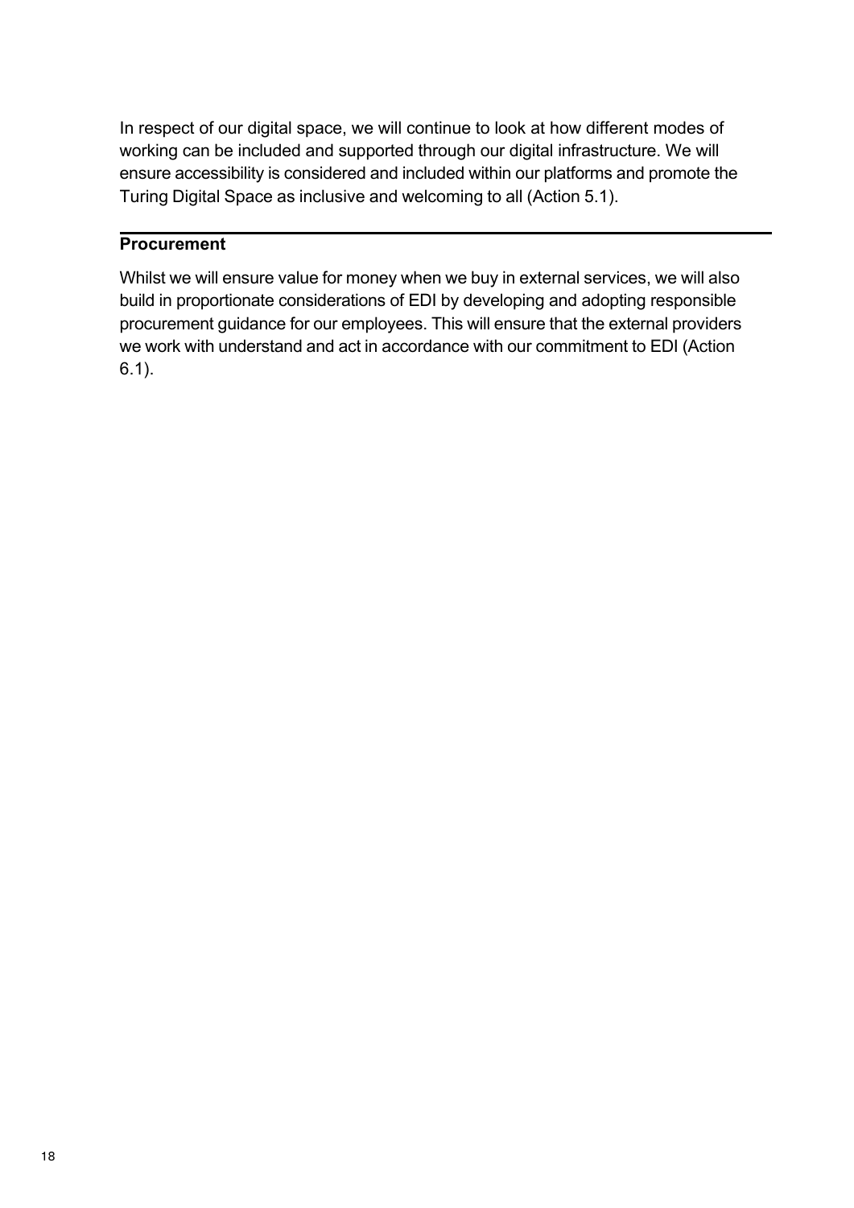In respect of our digital space, we will continue to look at how different modes of working can be included and supported through our digital infrastructure. We will ensure accessibility is considered and included within our platforms and promote the Turing Digital Space as inclusive and welcoming to all (Action 5.1).

## Procurement

Whilst we will ensure value for money when we buy in external services, we will also build in proportionate considerations of EDI by developing and adopting responsible procurement guidance for our employees. This will ensure that the external providers we work with understand and act in accordance with our commitment to EDI (Action 6.1).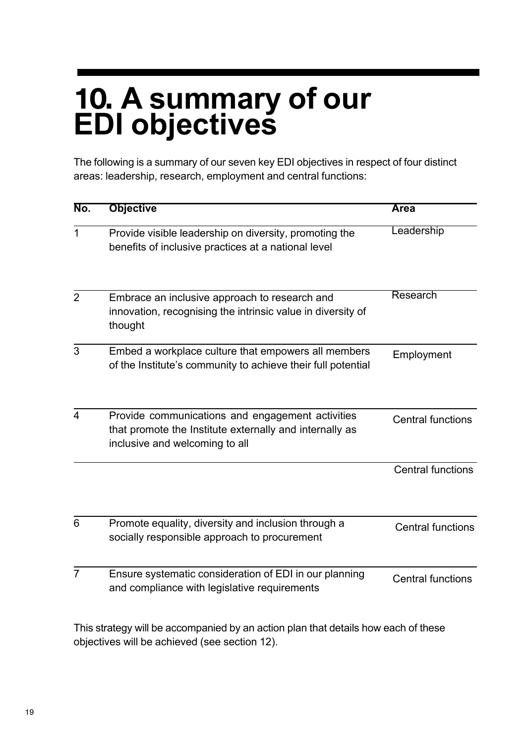# 10. A summary of our EDI objectives

The following is a summary of our seven key EDI objectives in respect of four distinct areas: leadership, research, employment and central functions:

| No. | Objective | Area |
|---|---|---|
| 1 | Provide visible leadership on diversity, promoting the benefits of inclusive practices at a national level | Leadership |
| 2 | Embrace an inclusive approach to research and innovation, recognising the intrinsic value in diversity of thought | Research |
| 3 | Embed a workplace culture that empowers all members of the Institute's community to achieve their full potential | Employment |
| 4 | Provide communications and engagement activities that promote the Institute externally and internally as inclusive and welcoming to all | Central functions |
| | | Central functions |
| 6 | Promote equality, diversity and inclusion through a socially responsible approach to procurement | Central functions |
| 7 | Ensure systematic consideration of EDI in our planning and compliance with legislative requirements | Central functions |

This strategy will be accompanied by an action plan that details how each of these objectives will be achieved (see section 12).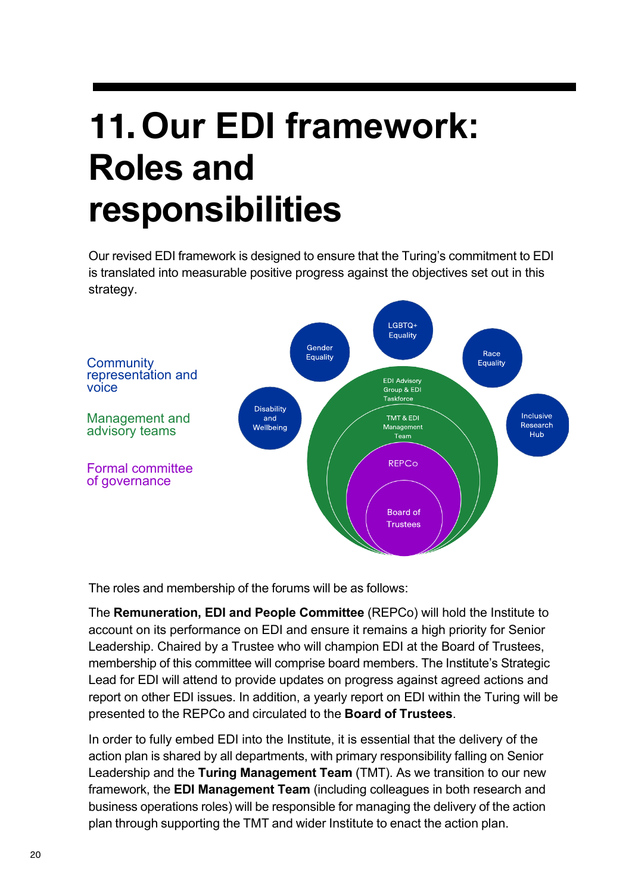# 11. Our EDI framework: Roles and responsibilities

Our revised EDI framework is designed to ensure that the Turing's commitment to EDI is translated into measurable positive progress against the objectives set out in this strategy.

Community representation and voice

Management and advisory teams

Formal committee of governance

Gender Equality

LGBTQ+ Equality

Race Equality

Disability and Wellbeing

Inclusive Research Hub

EDI Advisory Group & EDI Taskforce

TMT & EDI Management Team

REPCo

Board of Trustees

The roles and membership of the forums will be as follows:

The **Remuneration, EDI and People Committee** (REPCo) will hold the Institute to account on its performance on EDI and ensure it remains a high priority for Senior Leadership. Chaired by a Trustee who will champion EDI at the Board of Trustees, membership of this committee will comprise board members. The Institute's Strategic Lead for EDI will attend to provide updates on progress against agreed actions and report on other EDI issues. In addition, a yearly report on EDI within the Turing will be presented to the REPCo and circulated to the **Board of Trustees**.

In order to fully embed EDI into the Institute, it is essential that the delivery of the action plan is shared by all departments, with primary responsibility falling on Senior Leadership and the **Turing Management Team** (TMT). As we transition to our new framework, the **EDI Management Team** (including colleagues in both research and business operations roles) will be responsible for managing the delivery of the action plan through supporting the TMT and wider Institute to enact the action plan.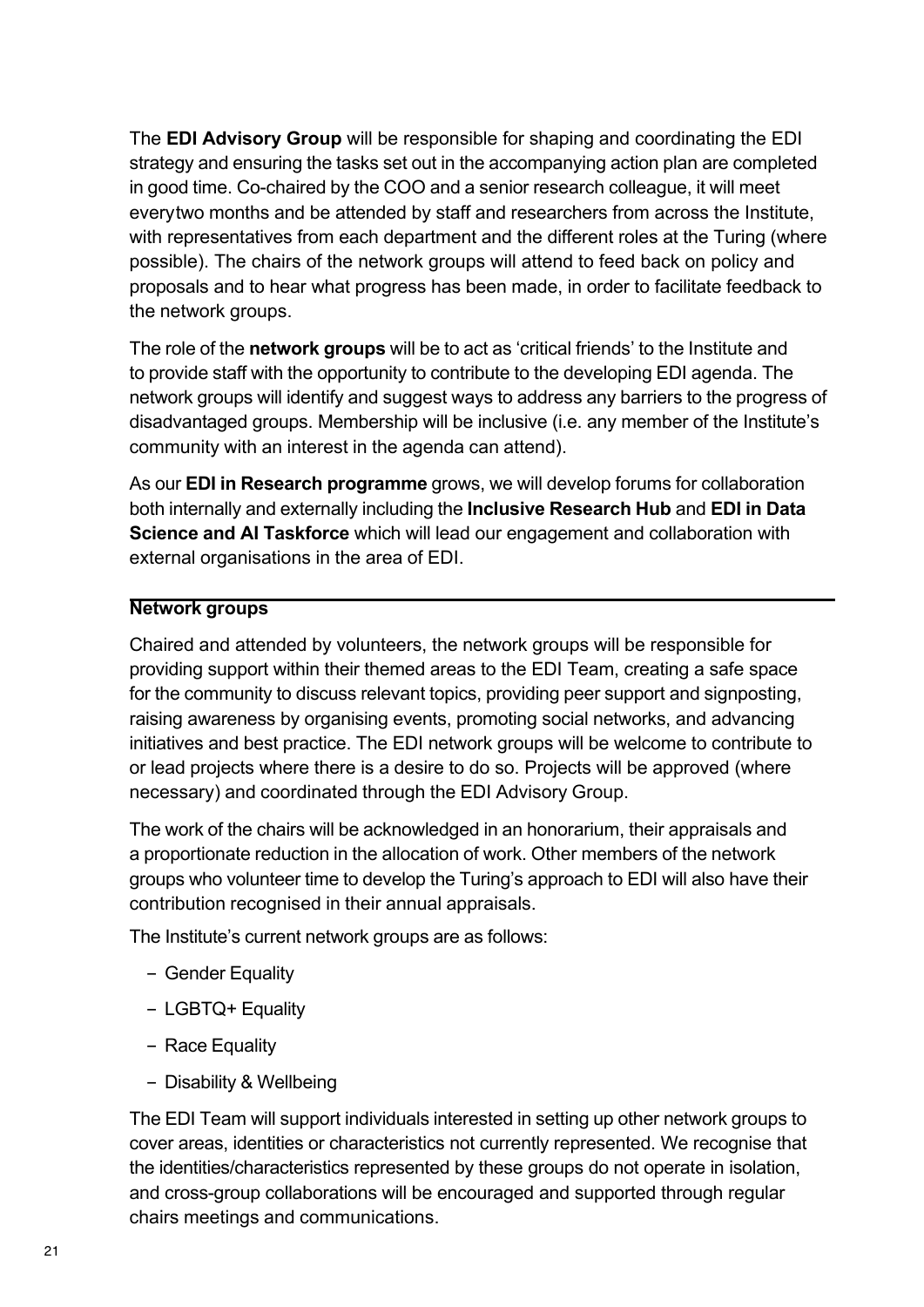The **EDI Advisory Group** will be responsible for shaping and coordinating the EDI strategy and ensuring the tasks set out in the accompanying action plan are completed in good time. Co-chaired by the COO and a senior research colleague, it will meet everytwo months and be attended by staff and researchers from across the Institute, with representatives from each department and the different roles at the Turing (where possible). The chairs of the network groups will attend to feed back on policy and proposals and to hear what progress has been made, in order to facilitate feedback to the network groups.

The role of the **network groups** will be to act as 'critical friends' to the Institute and to provide staff with the opportunity to contribute to the developing EDI agenda. The network groups will identify and suggest ways to address any barriers to the progress of disadvantaged groups. Membership will be inclusive (i.e. any member of the Institute's community with an interest in the agenda can attend).

As our **EDI in Research programme** grows, we will develop forums for collaboration both internally and externally including the **Inclusive Research Hub** and **EDI in Data Science and AI Taskforce** which will lead our engagement and collaboration with external organisations in the area of EDI.

### Network groups

Chaired and attended by volunteers, the network groups will be responsible for providing support within their themed areas to the EDI Team, creating a safe space for the community to discuss relevant topics, providing peer support and signposting, raising awareness by organising events, promoting social networks, and advancing initiatives and best practice. The EDI network groups will be welcome to contribute to or lead projects where there is a desire to do so. Projects will be approved (where necessary) and coordinated through the EDI Advisory Group.

The work of the chairs will be acknowledged in an honorarium, their appraisals and a proportionate reduction in the allocation of work. Other members of the network groups who volunteer time to develop the Turing's approach to EDI will also have their contribution recognised in their annual appraisals.

The Institute's current network groups are as follows:

- Gender Equality
- LGBTQ+ Equality
- Race Equality
- Disability & Wellbeing

The EDI Team will support individuals interested in setting up other network groups to cover areas, identities or characteristics not currently represented. We recognise that the identities/characteristics represented by these groups do not operate in isolation, and cross-group collaborations will be encouraged and supported through regular chairs meetings and communications.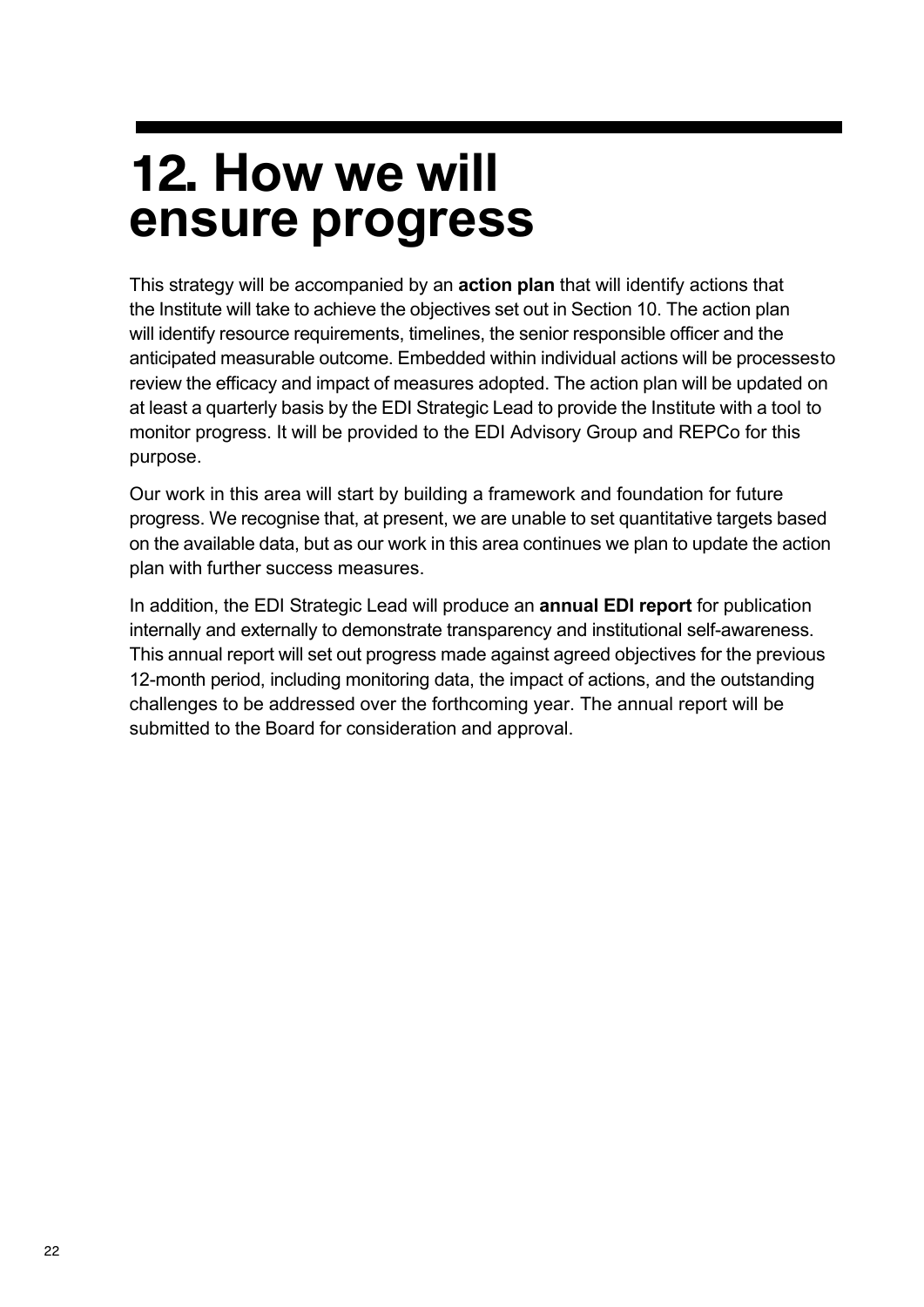# 12. How we will ensure progress

This strategy will be accompanied by an **action plan** that will identify actions that the Institute will take to achieve the objectives set out in Section 10. The action plan will identify resource requirements, timelines, the senior responsible officer and the anticipated measurable outcome. Embedded within individual actions will be processesto review the efficacy and impact of measures adopted. The action plan will be updated on at least a quarterly basis by the EDI Strategic Lead to provide the Institute with a tool to monitor progress. It will be provided to the EDI Advisory Group and REPCo for this purpose.

Our work in this area will start by building a framework and foundation for future progress. We recognise that, at present, we are unable to set quantitative targets based on the available data, but as our work in this area continues we plan to update the action plan with further success measures.

In addition, the EDI Strategic Lead will produce an **annual EDI report** for publication internally and externally to demonstrate transparency and institutional self-awareness. This annual report will set out progress made against agreed objectives for the previous 12-month period, including monitoring data, the impact of actions, and the outstanding challenges to be addressed over the forthcoming year. The annual report will be submitted to the Board for consideration and approval.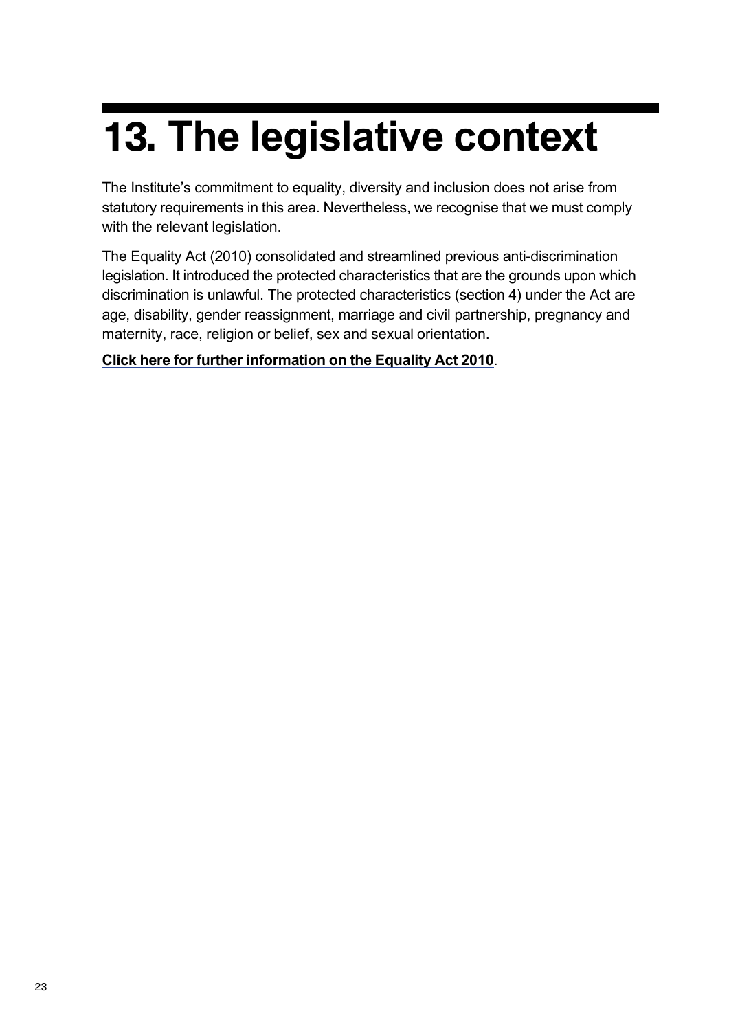# 13. The legislative context

The Institute's commitment to equality, diversity and inclusion does not arise from statutory requirements in this area. Nevertheless, we recognise that we must comply with the relevant legislation.

The Equality Act (2010) consolidated and streamlined previous anti-discrimination legislation. It introduced the protected characteristics that are the grounds upon which discrimination is unlawful. The protected characteristics (section 4) under the Act are age, disability, gender reassignment, marriage and civil partnership, pregnancy and maternity, race, religion or belief, sex and sexual orientation.

**Click here for further information on the Equality Act 2010**.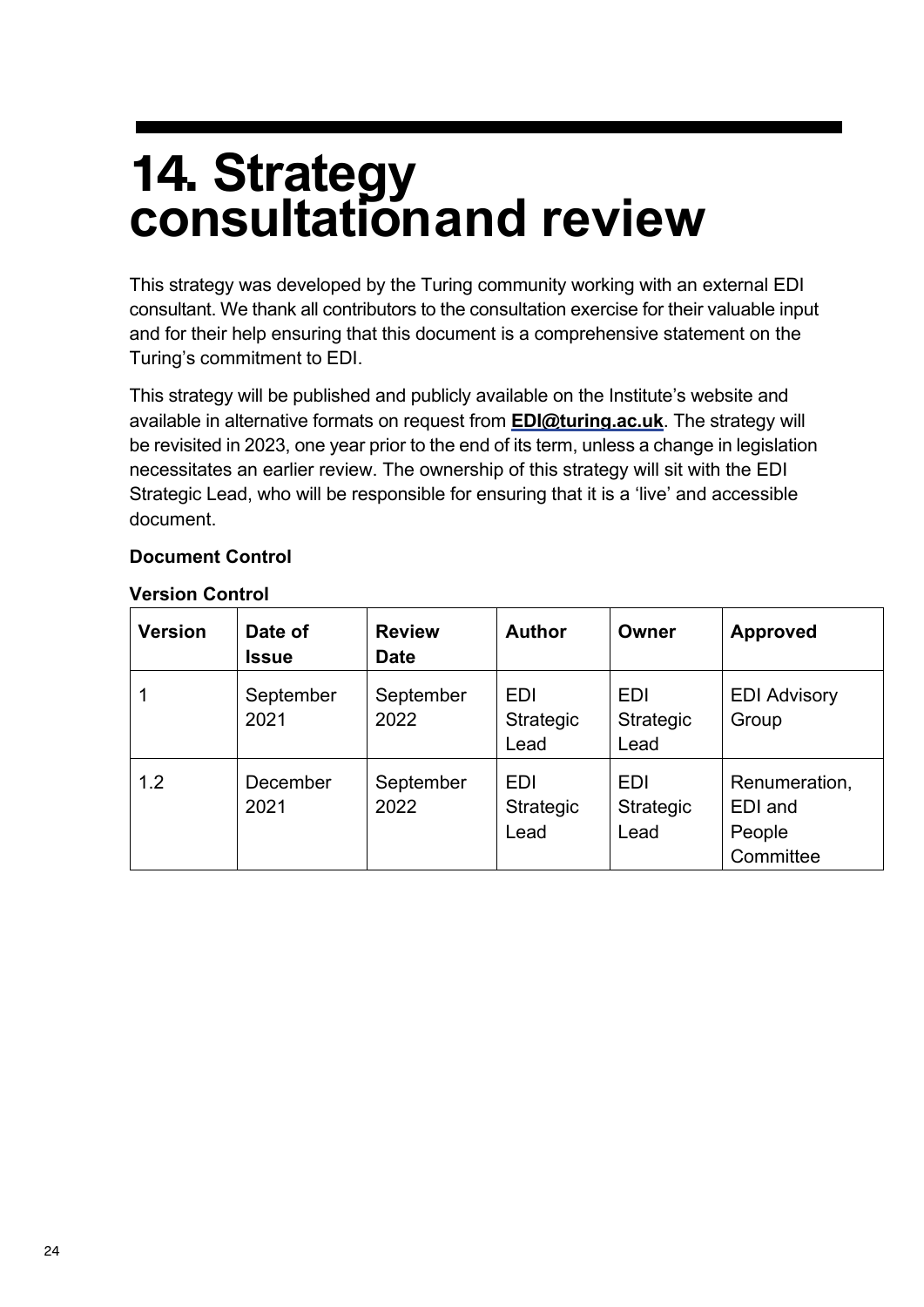# 14. Strategy consultationand review

This strategy was developed by the Turing community working with an external EDI consultant. We thank all contributors to the consultation exercise for their valuable input and for their help ensuring that this document is a comprehensive statement on the Turing's commitment to EDI.

This strategy will be published and publicly available on the Institute's website and available in alternative formats on request from **EDI@turing.ac.uk**. The strategy will be revisited in 2023, one year prior to the end of its term, unless a change in legislation necessitates an earlier review. The ownership of this strategy will sit with the EDI Strategic Lead, who will be responsible for ensuring that it is a 'live' and accessible document.

**Document Control**

**Version Control**

| Version | Date of Issue | Review Date | Author | Owner | Approved |
|---|---|---|---|---|---|
| 1 | September 2021 | September 2022 | EDI Strategic Lead | EDI Strategic Lead | EDI Advisory Group |
| 1.2 | December 2021 | September 2022 | EDI Strategic Lead | EDI Strategic Lead | Renumeration, EDI and People Committee |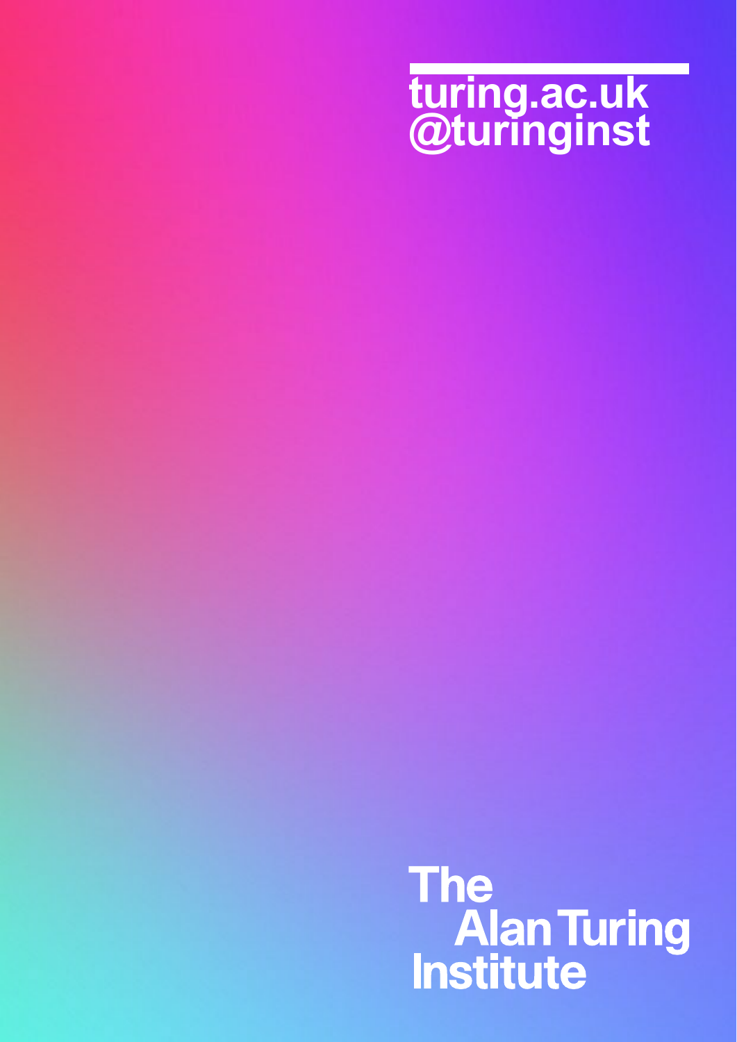turing.ac.uk
@turinginst

The
Alan Turing
Institute